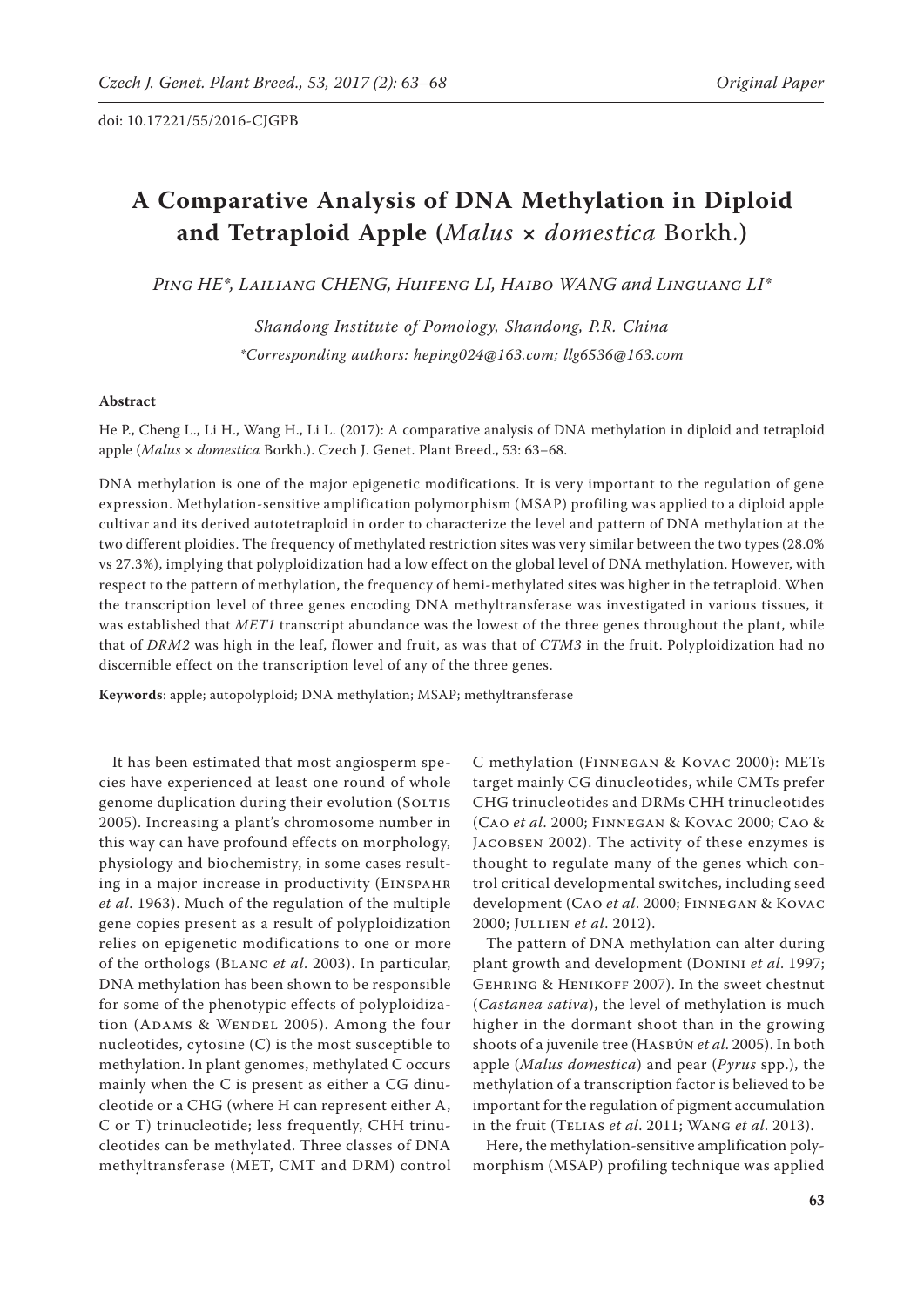doi: 10.17221/55/2016-CJGPB

# A Comparative Analysis of DNA Methylation in Diploid and Tetraploid Apple (*Malus* × *domestica* Borkh.)

*Ping HE\*, Lailiang CHENG, Huifeng LI, Haibo WANG and Linguang LI\**

*Shandong Institute of Pomology, Shandong, P.R. China*

*\*Corresponding authors: heping024@163.com; llg6536@163.com*

**Abstract**

He P., Cheng L., Li H., Wang H., Li L. (2017): A comparative analysis of DNA methylation in diploid and tetraploid apple (*Malus* × *domestica* Borkh.). Czech J. Genet. Plant Breed., 53: 63–68.

DNA methylation is one of the major epigenetic modifications. It is very important to the regulation of gene expression. Methylation-sensitive amplification polymorphism (MSAP) profiling was applied to a diploid apple cultivar and its derived autotetraploid in order to characterize the level and pattern of DNA methylation at the two different ploidies. The frequency of methylated restriction sites was very similar between the two types (28.0% vs 27.3%), implying that polyploidization had a low effect on the global level of DNA methylation. However, with respect to the pattern of methylation, the frequency of hemi-methylated sites was higher in the tetraploid. When the transcription level of three genes encoding DNA methyltransferase was investigated in various tissues, it was established that *MET1* transcript abundance was the lowest of the three genes throughout the plant, while that of *DRM2* was high in the leaf, flower and fruit, as was that of *CTM3* in the fruit. Polyploidization had no discernible effect on the transcription level of any of the three genes.

**Keywords**: apple; autopolyploid; DNA methylation; MSAP; methyltransferase

It has been estimated that most angiosperm species have experienced at least one round of whole genome duplication during their evolution (Soltis 2005). Increasing a plant's chromosome number in this way can have profound effects on morphology, physiology and biochemistry, in some cases resulting in a major increase in productivity (Einspahr *et al*. 1963). Much of the regulation of the multiple gene copies present as a result of polyploidization relies on epigenetic modifications to one or more of the orthologs (Blanc *et al*. 2003). In particular, DNA methylation has been shown to be responsible for some of the phenotypic effects of polyploidization (Adams & Wendel 2005). Among the four nucleotides, cytosine (C) is the most susceptible to methylation. In plant genomes, methylated C occurs mainly when the C is present as either a CG dinucleotide or a CHG (where H can represent either A, C or T) trinucleotide; less frequently, CHH trinucleotides can be methylated. Three classes of DNA methyltransferase (MET, CMT and DRM) control C methylation (Finnegan & Kovac 2000): METs target mainly CG dinucleotides, while CMTs prefer CHG trinucleotides and DRMs CHH trinucleotides (Cao *et al*. 2000; Finnegan & Kovac 2000; Cao & Jacobsen 2002). The activity of these enzymes is thought to regulate many of the genes which control critical developmental switches, including seed development (Cao *et al*. 2000; Finnegan & Kovac 2000; Jullien *et al*. 2012).

The pattern of DNA methylation can alter during plant growth and development (Donini *et al*. 1997; Gehring & Henikoff 2007). In the sweet chestnut (*Castanea sativa*), the level of methylation is much higher in the dormant shoot than in the growing shoots of a juvenile tree (Hasbún *et al*. 2005). In both apple (*Malus domestica*) and pear (*Pyrus* spp.), the methylation of a transcription factor is believed to be important for the regulation of pigment accumulation in the fruit (Telias *et al*. 2011; Wang *et al*. 2013).

Here, the methylation-sensitive amplification polymorphism (MSAP) profiling technique was applied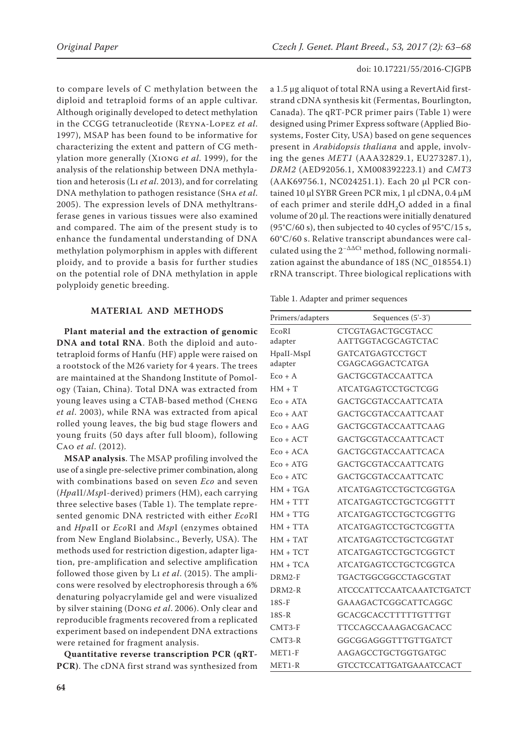to compare levels of C methylation between the diploid and tetraploid forms of an apple cultivar. Although originally developed to detect methylation in the CCGG tetranucleotide (Reyna-Lopez *et al*. 1997), MSAP has been found to be informative for characterizing the extent and pattern of CG methylation more generally (Xiong *et al*. 1999), for the analysis of the relationship between DNA methylation and heterosis (Li *et al*. 2013), and for correlating DNA methylation to pathogen resistance (Sha *et al*. 2005). The expression levels of DNA methyltransferase genes in various tissues were also examined and compared. The aim of the present study is to enhance the fundamental understanding of DNA methylation polymorphism in apples with different ploidy, and to provide a basis for further studies on the potential role of DNA methylation in apple polyploidy genetic breeding.

## MATERIAL AND METHODS

**Plant material and the extraction of genomic DNA and total RNA**. Both the diploid and autotetraploid forms of Hanfu (HF) apple were raised on a rootstock of the M26 variety for 4 years. The trees are maintained at the Shandong Institute of Pomology (Taian, China). Total DNA was extracted from young leaves using a CTAB-based method (Cheng *et al*. 2003), while RNA was extracted from apical rolled young leaves, the big bud stage flowers and young fruits (50 days after full bloom), following Cao *et al*. (2012).

**MSAP analysis**. The MSAP profiling involved the use of a single pre-selective primer combination, along with combinations based on seven *Eco* and seven (*Hpa*II/*Msp*I-derived) primers (HM), each carrying three selective bases (Table 1). The template represented genomic DNA restricted with either *Eco*RI and *Hpa*II or *Eco*RI and *Msp*I (enzymes obtained from New England Biolabsinc., Beverly, USA). The methods used for restriction digestion, adapter ligation, pre-amplification and selective amplification followed those given by Li *et al*. (2015). The amplicons were resolved by electrophoresis through a 6% denaturing polyacrylamide gel and were visualized by silver staining (Dong *et al*. 2006). Only clear and reproducible fragments recovered from a replicated experiment based on independent DNA extractions were retained for fragment analysis.

**Quantitative reverse transcription PCR (qRT-PCR)**. The cDNA first strand was synthesized from a 1.5 μg aliquot of total RNA using a RevertAid first-strand cDNA synthesis kit (Fermentas, Bourlington, Canada). The qRT-PCR primer pairs (Table 1) were designed using Primer Express software (Applied Biosystems, Foster City, USA) based on gene sequences present in *Arabidopsis thaliana* and apple, involving the genes *MET1* (AAA32829.1, EU273287.1), *DRM2* (AED92056.1, XM008392223.1) and *CMT3* (AAK69756.1, NC024251.1). Each 20 μl PCR contained 10 μl SYBR Green PCR mix, 1 μl cDNA, 0.4 μM of each primer and sterile dd$H_2$O added in a final volume of 20 μl. The reactions were initially denatured (95°C/60 s), then subjected to 40 cycles of 95°C/15 s, 60°C/60 s. Relative transcript abundances were calculated using the $2^{-\Delta\Delta Ct}$ method, following normalization against the abundance of 18S (NC_018554.1) rRNA transcript. Three biological replications with

Table 1. Adapter and primer sequences

| Primers/adapters | Sequences (5'-3') |
|---|---|
| EcoRI adapter | CTCGTAGACTGCGTACC<br>AATTGGTACGCAGTCTAC |
| HpaII-MspI adapter | GATCATGAGTCCTGCT<br>CGAGCAGGACTCATGA |
| Eco + A | GACTGCGTACCAATTCA |
| HM + T | ATCATGAGTCCTGCTCGG |
| Eco + ATA | GACTGCGTACCAATTCATA |
| Eco + AAT | GACTGCGTACCAATTCAAT |
| Eco + AAG | GACTGCGTACCAATTCAAG |
| Eco + ACT | GACTGCGTACCAATTCACT |
| Eco + ACA | GACTGCGTACCAATTCACA |
| Eco + ATG | GACTGCGTACCAATTCATG |
| Eco + ATC | GACTGCGTACCAATTCATC |
| HM + TGA | ATCATGAGTCCTGCTCGGTGA |
| HM + TTT | ATCATGAGTCCTGCTCGGTTT |
| HM + TTG | ATCATGAGTCCTGCTCGGTTG |
| HM + TTA | ATCATGAGTCCTGCTCGGTTA |
| HM + TAT | ATCATGAGTCCTGCTCGGTAT |
| HM + TCT | ATCATGAGTCCTGCTCGGTCT |
| HM + TCA | ATCATGAGTCCTGCTCGGTCA |
| DRM2-F | TGACTGGCGGCCTAGCGTAT |
| DRM2-R | ATCCCATTCCAATCAAATCTGATCT |
| 18S-F | GAAAGACTCGGCATTCAGGC |
| 18S-R | GCACGCACCTTTTTGTTTGT |
| CMT3-F | TTCCAGCCAAAGACGACACC |
| CMT3-R | GGCGGAGGGTTTGTTGATCT |
| MET1-F | AAGAGCCTGCTGGTGATGC |
| MET1-R | GTCCTCCATTGATGAAATCCACT |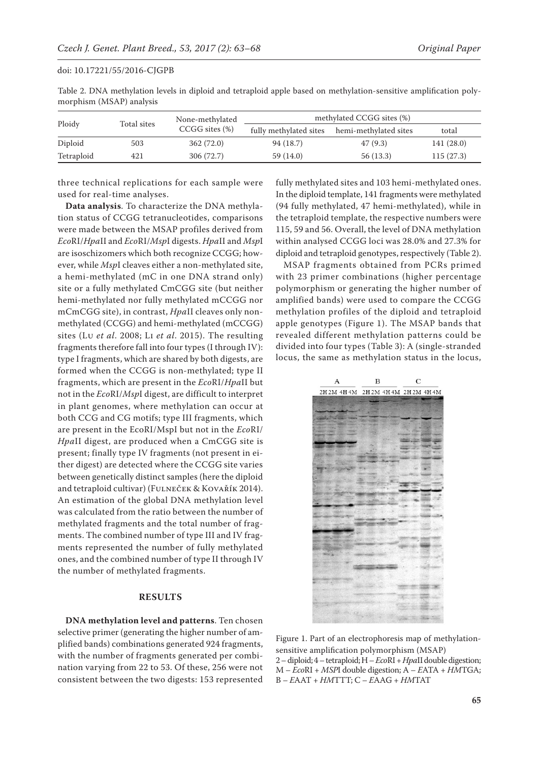Table 2. DNA methylation levels in diploid and tetraploid apple based on methylation-sensitive amplification polymorphism (MSAP) analysis

| Ploidy | Total sites | None-methylated CCGG sites (%) | methylated CCGG sites (%) | | |
|---|---|---|---|---|---|
| | | | fully methylated sites | hemi-methylated sites | total |
| Diploid | 503 | 362 (72.0) | 94 (18.7) | 47 (9.3) | 141 (28.0) |
| Tetraploid | 421 | 306 (72.7) | 59 (14.0) | 56 (13.3) | 115 (27.3) |

three technical replications for each sample were used for real-time analyses.

**Data analysis**. To characterize the DNA methylation status of CCGG tetranucleotides, comparisons were made between the MSAP profiles derived from *Eco*RI/*Hpa*II and *Eco*RI/*Msp*I digests. *Hpa*II and *Msp*I are isoschizomers which both recognize CCGG; however, while *Msp*I cleaves either a non-methylated site, a hemi-methylated (mC in one DNA strand only) site or a fully methylated CmCGG site (but neither hemi-methylated nor fully methylated mCCGG nor mCmCGG site), in contrast, *Hpa*II cleaves only non-methylated (CCGG) and hemi-methylated (mCCGG) sites (Lu *et al*. 2008; Li *et al*. 2015). The resulting fragments therefore fall into four types (I through IV): type I fragments, which are shared by both digests, are formed when the CCGG is non-methylated; type II fragments, which are present in the *Eco*RI/*Hpa*II but not in the *Eco*RI/*Msp*I digest, are difficult to interpret in plant genomes, where methylation can occur at both CCG and CG motifs; type III fragments, which are present in the EcoRI/MspI but not in the *Eco*RI/*Hpa*II digest, are produced when a CmCGG site is present; finally type IV fragments (not present in either digest) are detected where the CCGG site varies between genetically distinct samples (here the diploid and tetraploid cultivar) (Fulneček & Kovařík 2014). An estimation of the global DNA methylation level was calculated from the ratio between the number of methylated fragments and the total number of fragments. The combined number of type III and IV fragments represented the number of fully methylated ones, and the combined number of type II through IV the number of methylated fragments.

## RESULTS

**DNA methylation level and patterns**. Ten chosen selective primer (generating the higher number of amplified bands) combinations generated 924 fragments, with the number of fragments generated per combination varying from 22 to 53. Of these, 256 were not consistent between the two digests: 153 represented fully methylated sites and 103 hemi-methylated ones. In the diploid template, 141 fragments were methylated (94 fully methylated, 47 hemi-methylated), while in the tetraploid template, the respective numbers were 115, 59 and 56. Overall, the level of DNA methylation within analysed CCGG loci was 28.0% and 27.3% for diploid and tetraploid genotypes, respectively (Table 2).

MSAP fragments obtained from PCRs primed with 23 primer combinations (higher percentage polymorphism or generating the higher number of amplified bands) were used to compare the CCGG methylation profiles of the diploid and tetraploid apple genotypes (Figure 1). The MSAP bands that revealed different methylation patterns could be divided into four types (Table 3): A (single-stranded locus, the same as methylation status in the locus,

Figure 1. Part of an electrophoresis map of methylation-sensitive amplification polymorphism (MSAP)
2 – diploid; 4 – tetraploid; H – *Eco*RI + *Hpa*II double digestion; M – *Eco*RI + *MSP*I double digestion; A – *E*ATA + *HM*TGA; B – *E*AAT + *HM*TTT; C – *E*AAG + *HM*TAT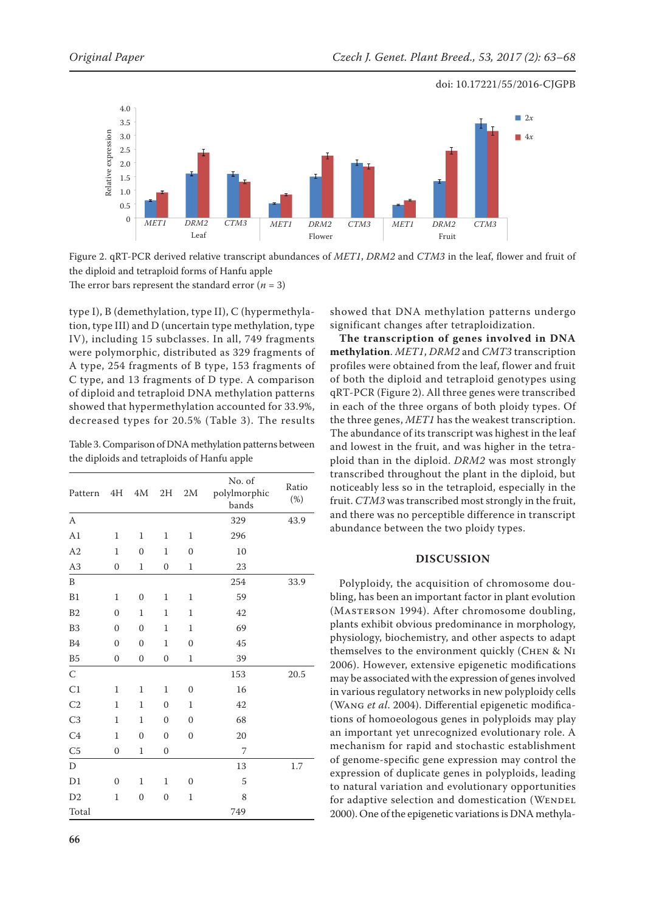Figure 2. qRT-PCR derived relative transcript abundances of *MET1*, *DRM2* and *CTM3* in the leaf, flower and fruit of the diploid and tetraploid forms of Hanfu apple
The error bars represent the standard error ($n$ = 3)

type I), B (demethylation, type II), C (hypermethylation, type III) and D (uncertain type methylation, type IV), including 15 subclasses. In all, 749 fragments were polymorphic, distributed as 329 fragments of A type, 254 fragments of B type, 153 fragments of C type, and 13 fragments of D type. A comparison of diploid and tetraploid DNA methylation patterns showed that hypermethylation accounted for 33.9%, decreased types for 20.5% (Table 3). The results showed that DNA methylation patterns undergo significant changes after tetraploidization.

Table 3. Comparison of DNA methylation patterns between the diploids and tetraploids of Hanfu apple

| Pattern | 4H | 4M | 2H | 2M | No. of polymorphic bands | Ratio (%) |
|---|---|---|---|---|---|---|
| A | | | | | 329 | 43.9 |
| A1 | 1 | 1 | 1 | 1 | 296 | |
| A2 | 1 | 0 | 1 | 0 | 10 | |
| A3 | 0 | 1 | 0 | 1 | 23 | |
| B | | | | | 254 | 33.9 |
| B1 | 1 | 0 | 1 | 1 | 59 | |
| B2 | 0 | 1 | 1 | 1 | 42 | |
| B3 | 0 | 0 | 1 | 1 | 69 | |
| B4 | 0 | 0 | 1 | 0 | 45 | |
| B5 | 0 | 0 | 0 | 1 | 39 | |
| C | | | | | 153 | 20.5 |
| C1 | 1 | 1 | 1 | 0 | 16 | |
| C2 | 1 | 1 | 0 | 1 | 42 | |
| C3 | 1 | 1 | 0 | 0 | 68 | |
| C4 | 1 | 0 | 0 | 0 | 20 | |
| C5 | 0 | 1 | 0 | | 7 | |
| D | | | | | 13 | 1.7 |
| D1 | 0 | 1 | 1 | 0 | 5 | |
| D2 | 1 | 0 | 0 | 1 | 8 | |
| Total | | | | | 749 | |

**The transcription of genes involved in DNA methylation**. *MET1*, *DRM2* and *CMT3* transcription profiles were obtained from the leaf, flower and fruit of both the diploid and tetraploid genotypes using qRT-PCR (Figure 2). All three genes were transcribed in each of the three organs of both ploidy types. Of the three genes, *MET1* has the weakest transcription. The abundance of its transcript was highest in the leaf and lowest in the fruit, and was higher in the tetraploid than in the diploid. *DRM2* was most strongly transcribed throughout the plant in the diploid, but noticeably less so in the tetraploid, especially in the fruit. *CTM3* was transcribed most strongly in the fruit, and there was no perceptible difference in transcript abundance between the two ploidy types.

## DISCUSSION

Polyploidy, the acquisition of chromosome doubling, has been an important factor in plant evolution (Masterson 1994). After chromosome doubling, plants exhibit obvious predominance in morphology, physiology, biochemistry, and other aspects to adapt themselves to the environment quickly (Chen & Ni 2006). However, extensive epigenetic modifications may be associated with the expression of genes involved in various regulatory networks in new polyploidy cells (Wang *et al.* 2004). Differential epigenetic modifications of homoeologous genes in polyploids may play an important yet unrecognized evolutionary role. A mechanism for rapid and stochastic establishment of genome-specific gene expression may control the expression of duplicate genes in polyploids, leading to natural variation and evolutionary opportunities for adaptive selection and domestication (Wendel 2000). One of the epigenetic variations is DNA methyla-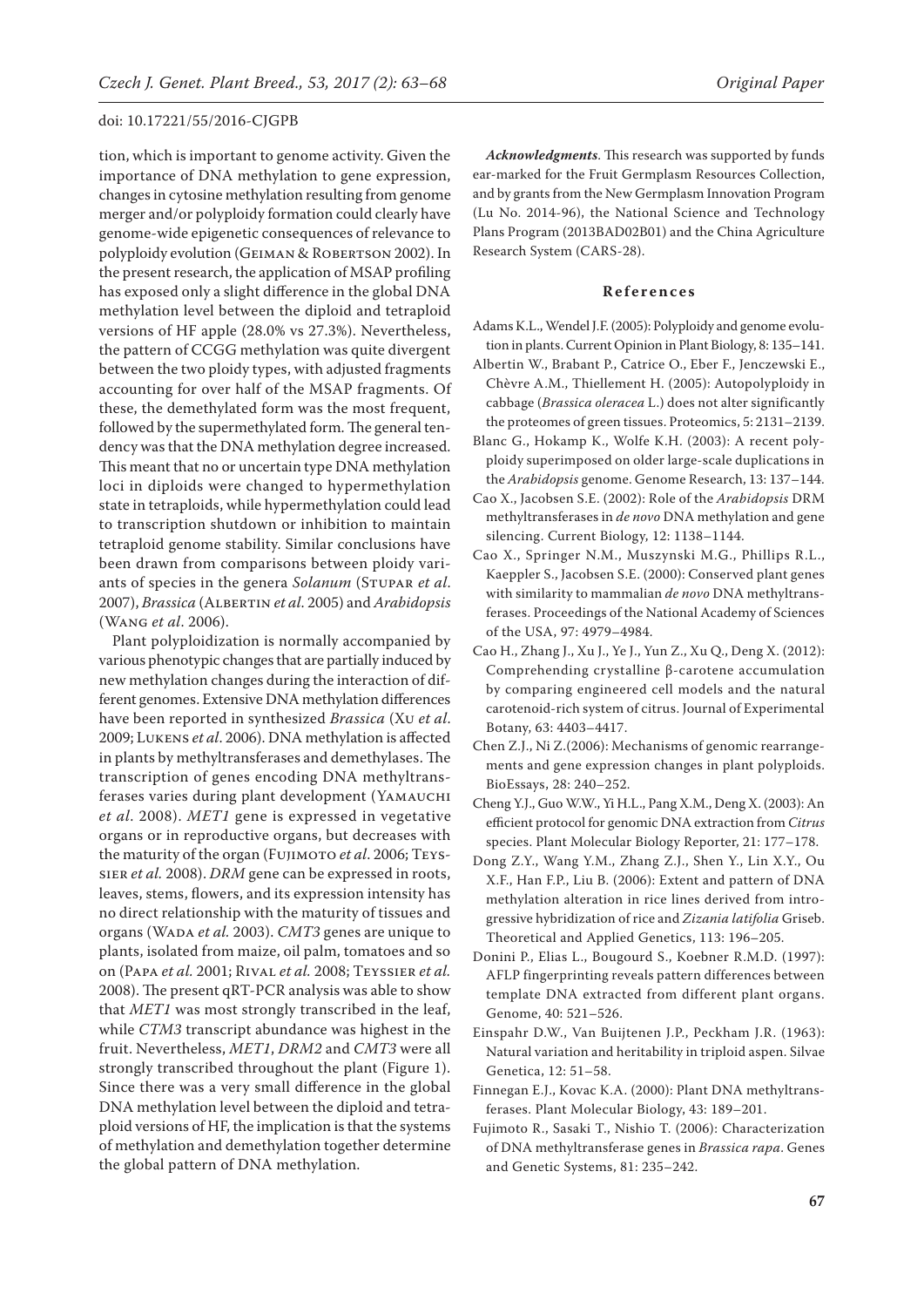tion, which is important to genome activity. Given the importance of DNA methylation to gene expression, changes in cytosine methylation resulting from genome merger and/or polyploidy formation could clearly have genome-wide epigenetic consequences of relevance to polyploidy evolution (Geiman & Robertson 2002). In the present research, the application of MSAP profiling has exposed only a slight difference in the global DNA methylation level between the diploid and tetraploid versions of HF apple (28.0% vs 27.3%). Nevertheless, the pattern of CCGG methylation was quite divergent between the two ploidy types, with adjusted fragments accounting for over half of the MSAP fragments. Of these, the demethylated form was the most frequent, followed by the supermethylated form. The general tendency was that the DNA methylation degree increased. This meant that no or uncertain type DNA methylation loci in diploids were changed to hypermethylation state in tetraploids, while hypermethylation could lead to transcription shutdown or inhibition to maintain tetraploid genome stability. Similar conclusions have been drawn from comparisons between ploidy variants of species in the genera *Solanum* (Stupar *et al*. 2007), *Brassica* (Albertin *et al*. 2005) and *Arabidopsis* (Wang *et al*. 2006).

Plant polyploidization is normally accompanied by various phenotypic changes that are partially induced by new methylation changes during the interaction of different genomes. Extensive DNA methylation differences have been reported in synthesized *Brassica* (Xu *et al*. 2009; Lukens *et al*. 2006). DNA methylation is affected in plants by methyltransferases and demethylases. The transcription of genes encoding DNA methyltransferases varies during plant development (Yamauchi *et al*. 2008). *MET1* gene is expressed in vegetative organs or in reproductive organs, but decreases with the maturity of the organ (Fujimoto *et al*. 2006; Teyssier *et al.* 2008). *DRM* gene can be expressed in roots, leaves, stems, flowers, and its expression intensity has no direct relationship with the maturity of tissues and organs (Wada *et al.* 2003). *CMT3* genes are unique to plants, isolated from maize, oil palm, tomatoes and so on (Papa *et al.* 2001; Rival *et al.* 2008; Teyssier *et al.* 2008). The present qRT-PCR analysis was able to show that *MET1* was most strongly transcribed in the leaf, while *CTM3* transcript abundance was highest in the fruit. Nevertheless, *MET1*, *DRM2* and *CMT3* were all strongly transcribed throughout the plant (Figure 1). Since there was a very small difference in the global DNA methylation level between the diploid and tetraploid versions of HF, the implication is that the systems of methylation and demethylation together determine the global pattern of DNA methylation.

***Acknowledgments***. This research was supported by funds ear-marked for the Fruit Germplasm Resources Collection, and by grants from the New Germplasm Innovation Program (Lu No. 2014-96), the National Science and Technology Plans Program (2013BAD02B01) and the China Agriculture Research System (CARS-28).

## References

Adams K.L., Wendel J.F. (2005): Polyploidy and genome evolution in plants. Current Opinion in Plant Biology, 8: 135–141.

Albertin W., Brabant P., Catrice O., Eber F., Jenczewski E., Chèvre A.M., Thiellement H. (2005): Autopolyploidy in cabbage (*Brassica oleracea* L.) does not alter significantly the proteomes of green tissues. Proteomics, 5: 2131–2139.

Blanc G., Hokamp K., Wolfe K.H. (2003): A recent polyploidy superimposed on older large-scale duplications in the *Arabidopsis* genome. Genome Research, 13: 137–144.

Cao X., Jacobsen S.E. (2002): Role of the *Arabidopsis* DRM methyltransferases in *de novo* DNA methylation and gene silencing. Current Biology, 12: 1138–1144.

Cao X., Springer N.M., Muszynski M.G., Phillips R.L., Kaeppler S., Jacobsen S.E. (2000): Conserved plant genes with similarity to mammalian *de novo* DNA methyltransferases. Proceedings of the National Academy of Sciences of the USA, 97: 4979–4984.

Cao H., Zhang J., Xu J., Ye J., Yun Z., Xu Q., Deng X. (2012): Comprehending crystalline β-carotene accumulation by comparing engineered cell models and the natural carotenoid-rich system of citrus. Journal of Experimental Botany, 63: 4403–4417.

Chen Z.J., Ni Z.(2006): Mechanisms of genomic rearrangements and gene expression changes in plant polyploids. BioEssays, 28: 240–252.

Cheng Y.J., Guo W.W., Yi H.L., Pang X.M., Deng X. (2003): An efficient protocol for genomic DNA extraction from *Citrus* species. Plant Molecular Biology Reporter, 21: 177–178.

Dong Z.Y., Wang Y.M., Zhang Z.J., Shen Y., Lin X.Y., Ou X.F., Han F.P., Liu B. (2006): Extent and pattern of DNA methylation alteration in rice lines derived from introgressive hybridization of rice and *Zizania latifolia* Griseb. Theoretical and Applied Genetics, 113: 196–205.

Donini P., Elias L., Bougourd S., Koebner R.M.D. (1997): AFLP fingerprinting reveals pattern differences between template DNA extracted from different plant organs. Genome, 40: 521–526.

Einspahr D.W., Van Buijtenen J.P., Peckham J.R. (1963): Natural variation and heritability in triploid aspen. Silvae Genetica, 12: 51–58.

Finnegan E.J., Kovac K.A. (2000): Plant DNA methyltransferases. Plant Molecular Biology, 43: 189–201.

Fujimoto R., Sasaki T., Nishio T. (2006): Characterization of DNA methyltransferase genes in *Brassica rapa*. Genes and Genetic Systems, 81: 235–242.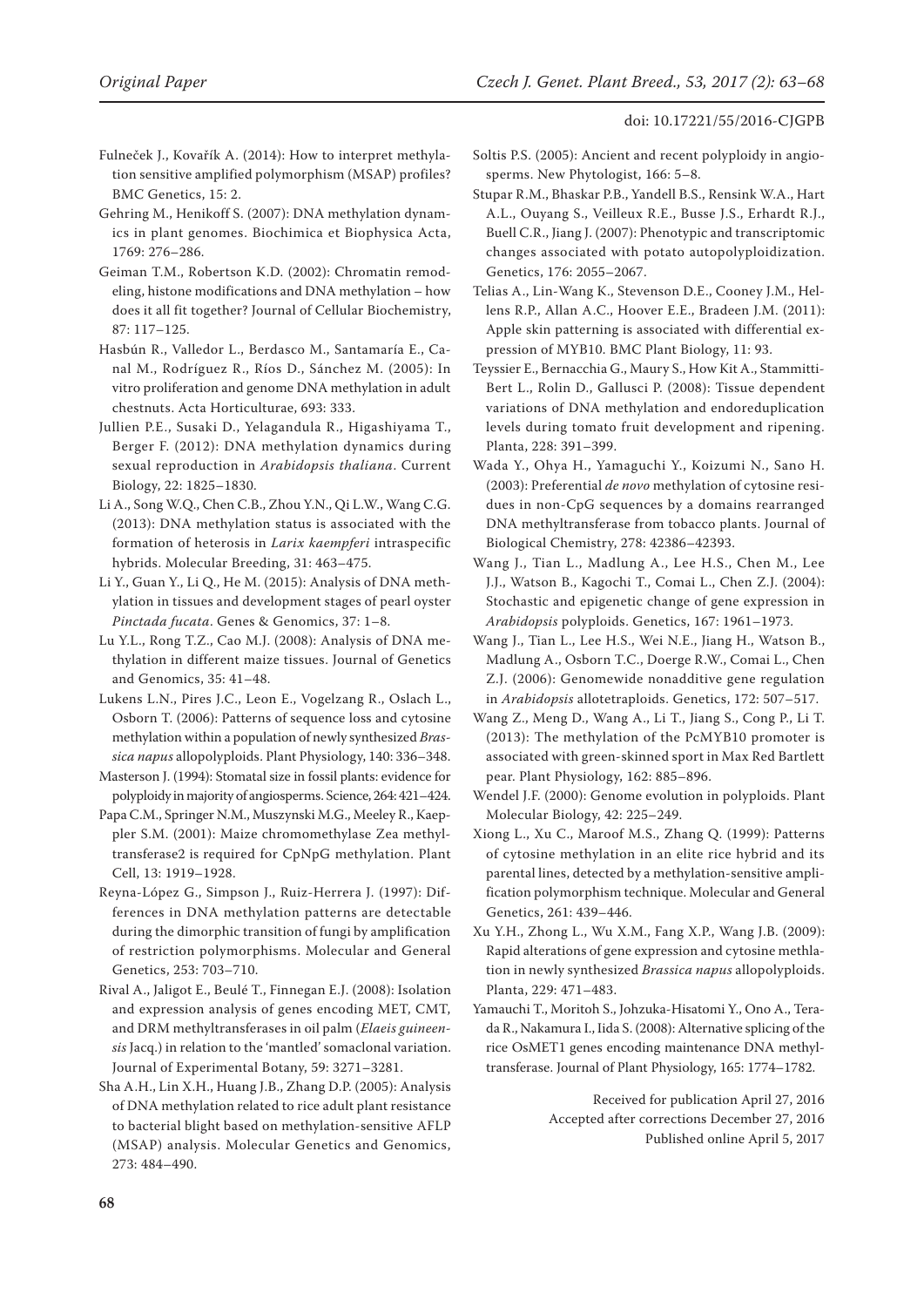Fulneček J., Kovařík A. (2014): How to interpret methylation sensitive amplified polymorphism (MSAP) profiles? BMC Genetics, 15: 2.

Gehring M., Henikoff S. (2007): DNA methylation dynamics in plant genomes. Biochimica et Biophysica Acta, 1769: 276–286.

Geiman T.M., Robertson K.D. (2002): Chromatin remodeling, histone modifications and DNA methylation – how does it all fit together? Journal of Cellular Biochemistry, 87: 117–125.

Hasbún R., Valledor L., Berdasco M., Santamaría E., Canal M., Rodríguez R., Ríos D., Sánchez M. (2005): In vitro proliferation and genome DNA methylation in adult chestnuts. Acta Horticulturae, 693: 333.

Jullien P.E., Susaki D., Yelagandula R., Higashiyama T., Berger F. (2012): DNA methylation dynamics during sexual reproduction in *Arabidopsis thaliana*. Current Biology, 22: 1825–1830.

Li A., Song W.Q., Chen C.B., Zhou Y.N., Qi L.W., Wang C.G. (2013): DNA methylation status is associated with the formation of heterosis in *Larix kaempferi* intraspecific hybrids. Molecular Breeding, 31: 463–475.

Li Y., Guan Y., Li Q., He M. (2015): Analysis of DNA methylation in tissues and development stages of pearl oyster *Pinctada fucata*. Genes & Genomics, 37: 1–8.

Lu Y.L., Rong T.Z., Cao M.J. (2008): Analysis of DNA methylation in different maize tissues. Journal of Genetics and Genomics, 35: 41–48.

Lukens L.N., Pires J.C., Leon E., Vogelzang R., Oslach L., Osborn T. (2006): Patterns of sequence loss and cytosine methylation within a population of newly synthesized *Brassica napus* allopolyploids. Plant Physiology, 140: 336–348.

Masterson J. (1994): Stomatal size in fossil plants: evidence for polyploidy in majority of angiosperms. Science, 264: 421–424.

Papa C.M., Springer N.M., Muszynski M.G., Meeley R., Kaeppler S.M. (2001): Maize chromomethylase Zea methyltransferase2 is required for CpNpG methylation. Plant Cell, 13: 1919–1928.

Reyna-López G., Simpson J., Ruiz-Herrera J. (1997): Differences in DNA methylation patterns are detectable during the dimorphic transition of fungi by amplification of restriction polymorphisms. Molecular and General Genetics, 253: 703–710.

Rival A., Jaligot E., Beulé T., Finnegan E.J. (2008): Isolation and expression analysis of genes encoding MET, CMT, and DRM methyltransferases in oil palm (*Elaeis guineensis* Jacq.) in relation to the 'mantled' somaclonal variation. Journal of Experimental Botany, 59: 3271–3281.

Sha A.H., Lin X.H., Huang J.B., Zhang D.P. (2005): Analysis of DNA methylation related to rice adult plant resistance to bacterial blight based on methylation-sensitive AFLP (MSAP) analysis. Molecular Genetics and Genomics, 273: 484–490.

Soltis P.S. (2005): Ancient and recent polyploidy in angiosperms. New Phytologist, 166: 5–8.

Stupar R.M., Bhaskar P.B., Yandell B.S., Rensink W.A., Hart A.L., Ouyang S., Veilleux R.E., Busse J.S., Erhardt R.J., Buell C.R., Jiang J. (2007): Phenotypic and transcriptomic changes associated with potato autopolyploidization. Genetics, 176: 2055–2067.

Telias A., Lin-Wang K., Stevenson D.E., Cooney J.M., Hellens R.P., Allan A.C., Hoover E.E., Bradeen J.M. (2011): Apple skin patterning is associated with differential expression of MYB10. BMC Plant Biology, 11: 93.

Teyssier E., Bernacchia G., Maury S., How Kit A., Stammitti-Bert L., Rolin D., Gallusci P. (2008): Tissue dependent variations of DNA methylation and endoreduplication levels during tomato fruit development and ripening. Planta, 228: 391–399.

Wada Y., Ohya H., Yamaguchi Y., Koizumi N., Sano H. (2003): Preferential *de novo* methylation of cytosine residues in non-CpG sequences by a domains rearranged DNA methyltransferase from tobacco plants. Journal of Biological Chemistry, 278: 42386–42393.

Wang J., Tian L., Madlung A., Lee H.S., Chen M., Lee J.J., Watson B., Kagochi T., Comai L., Chen Z.J. (2004): Stochastic and epigenetic change of gene expression in *Arabidopsis* polyploids. Genetics, 167: 1961–1973.

Wang J., Tian L., Lee H.S., Wei N.E., Jiang H., Watson B., Madlung A., Osborn T.C., Doerge R.W., Comai L., Chen Z.J. (2006): Genomewide nonadditive gene regulation in *Arabidopsis* allotetraploids. Genetics, 172: 507–517.

Wang Z., Meng D., Wang A., Li T., Jiang S., Cong P., Li T. (2013): The methylation of the PcMYB10 promoter is associated with green-skinned sport in Max Red Bartlett pear. Plant Physiology, 162: 885–896.

Wendel J.F. (2000): Genome evolution in polyploids. Plant Molecular Biology, 42: 225–249.

Xiong L., Xu C., Maroof M.S., Zhang Q. (1999): Patterns of cytosine methylation in an elite rice hybrid and its parental lines, detected by a methylation-sensitive amplification polymorphism technique. Molecular and General Genetics, 261: 439–446.

Xu Y.H., Zhong L., Wu X.M., Fang X.P., Wang J.B. (2009): Rapid alterations of gene expression and cytosine methlation in newly synthesized *Brassica napus* allopolyploids. Planta, 229: 471–483.

Yamauchi T., Moritoh S., Johzuka-Hisatomi Y., Ono A., Terada R., Nakamura I., Iida S. (2008): Alternative splicing of the rice OsMET1 genes encoding maintenance DNA methyltransferase. Journal of Plant Physiology, 165: 1774–1782.

Received for publication April 27, 2016
Accepted after corrections December 27, 2016
Published online April 5, 2017